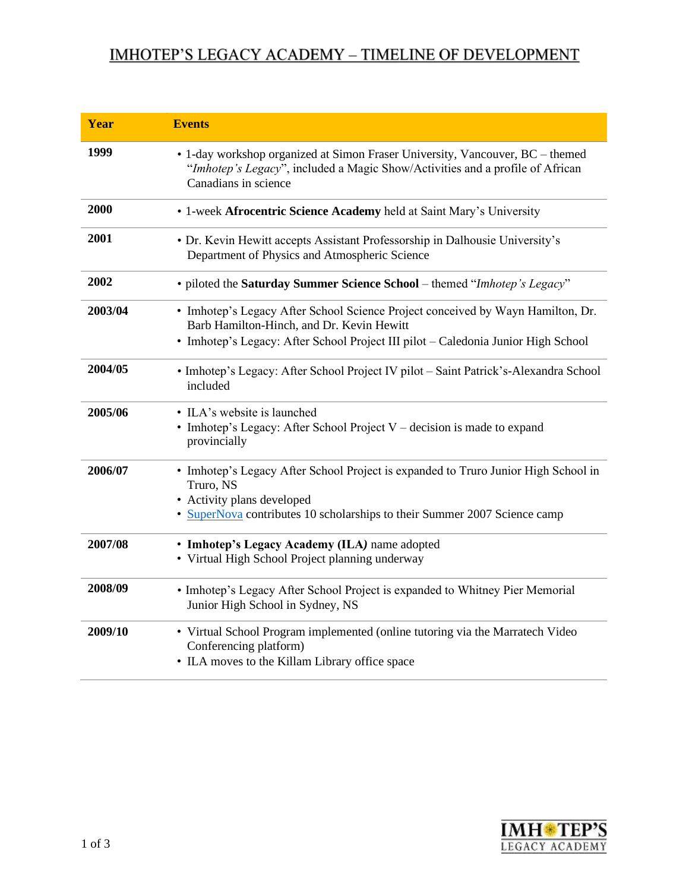# IMHOTEP'S LEGACY ACADEMY – TIMELINE OF DEVELOPMENT

| Year | Events |
|---|---|
| **1999** | • 1-day workshop organized at Simon Fraser University, Vancouver, BC – themed "*Imhotep's Legacy*", included a Magic Show/Activities and a profile of African Canadians in science |
| **2000** | • 1-week **Afrocentric Science Academy** held at Saint Mary's University |
| **2001** | • Dr. Kevin Hewitt accepts Assistant Professorship in Dalhousie University's Department of Physics and Atmospheric Science |
| **2002** | • piloted the **Saturday Summer Science School** – themed "*Imhotep's Legacy*" |
| **2003/04** | • Imhotep's Legacy After School Science Project conceived by Wayn Hamilton, Dr. Barb Hamilton-Hinch, and Dr. Kevin Hewitt<br>• Imhotep's Legacy: After School Project III pilot – Caledonia Junior High School |
| **2004/05** | • Imhotep's Legacy: After School Project IV pilot – Saint Patrick's-Alexandra School included |
| **2005/06** | • ILA's website is launched<br>• Imhotep's Legacy: After School Project V – decision is made to expand provincially |
| **2006/07** | • Imhotep's Legacy After School Project is expanded to Truro Junior High School in Truro, NS<br>• Activity plans developed<br>• SuperNova contributes 10 scholarships to their Summer 2007 Science camp |
| **2007/08** | • **Imhotep's Legacy Academy (ILA)** name adopted<br>• Virtual High School Project planning underway |
| **2008/09** | • Imhotep's Legacy After School Project is expanded to Whitney Pier Memorial Junior High School in Sydney, NS |
| **2009/10** | • Virtual School Program implemented (online tutoring via the Marratech Video Conferencing platform)<br>• ILA moves to the Killam Library office space |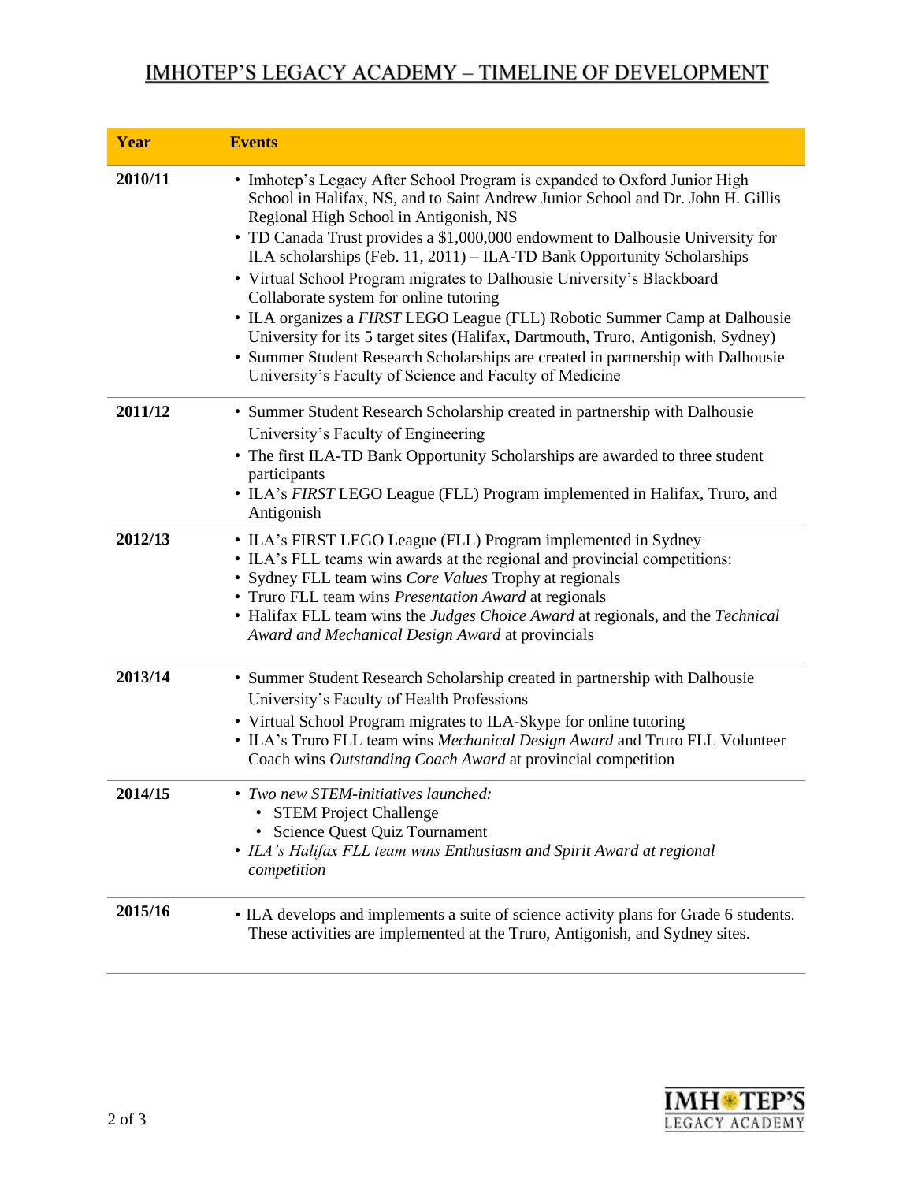# IMHOTEP'S LEGACY ACADEMY – TIMELINE OF DEVELOPMENT

| Year | Events |
|---|---|
| **2010/11** | • Imhotep's Legacy After School Program is expanded to Oxford Junior High School in Halifax, NS, and to Saint Andrew Junior School and Dr. John H. Gillis Regional High School in Antigonish, NS<br>• TD Canada Trust provides a $1,000,000 endowment to Dalhousie University for ILA scholarships (Feb. 11, 2011) – ILA-TD Bank Opportunity Scholarships<br>• Virtual School Program migrates to Dalhousie University's Blackboard Collaborate system for online tutoring<br>• ILA organizes a *FIRST* LEGO League (FLL) Robotic Summer Camp at Dalhousie University for its 5 target sites (Halifax, Dartmouth, Truro, Antigonish, Sydney)<br>• Summer Student Research Scholarships are created in partnership with Dalhousie University's Faculty of Science and Faculty of Medicine |
| **2011/12** | • Summer Student Research Scholarship created in partnership with Dalhousie University's Faculty of Engineering<br>• The first ILA-TD Bank Opportunity Scholarships are awarded to three student participants<br>• ILA's *FIRST* LEGO League (FLL) Program implemented in Halifax, Truro, and Antigonish |
| **2012/13** | • ILA's FIRST LEGO League (FLL) Program implemented in Sydney<br>• ILA's FLL teams win awards at the regional and provincial competitions:<br>• Sydney FLL team wins *Core Values* Trophy at regionals<br>• Truro FLL team wins *Presentation Award* at regionals<br>• Halifax FLL team wins the *Judges Choice Award* at regionals, and the *Technical Award and Mechanical Design Award* at provincials |
| **2013/14** | • Summer Student Research Scholarship created in partnership with Dalhousie University's Faculty of Health Professions<br>• Virtual School Program migrates to ILA-Skype for online tutoring<br>• ILA's Truro FLL team wins *Mechanical Design Award* and Truro FLL Volunteer Coach wins *Outstanding Coach Award* at provincial competition |
| **2014/15** | • *Two new STEM-initiatives launched:*<br>&nbsp;&nbsp;• STEM Project Challenge<br>&nbsp;&nbsp;• Science Quest Quiz Tournament<br>• *ILA's Halifax FLL team wins Enthusiasm and Spirit Award at regional competition* |
| **2015/16** | • ILA develops and implements a suite of science activity plans for Grade 6 students. These activities are implemented at the Truro, Antigonish, and Sydney sites. |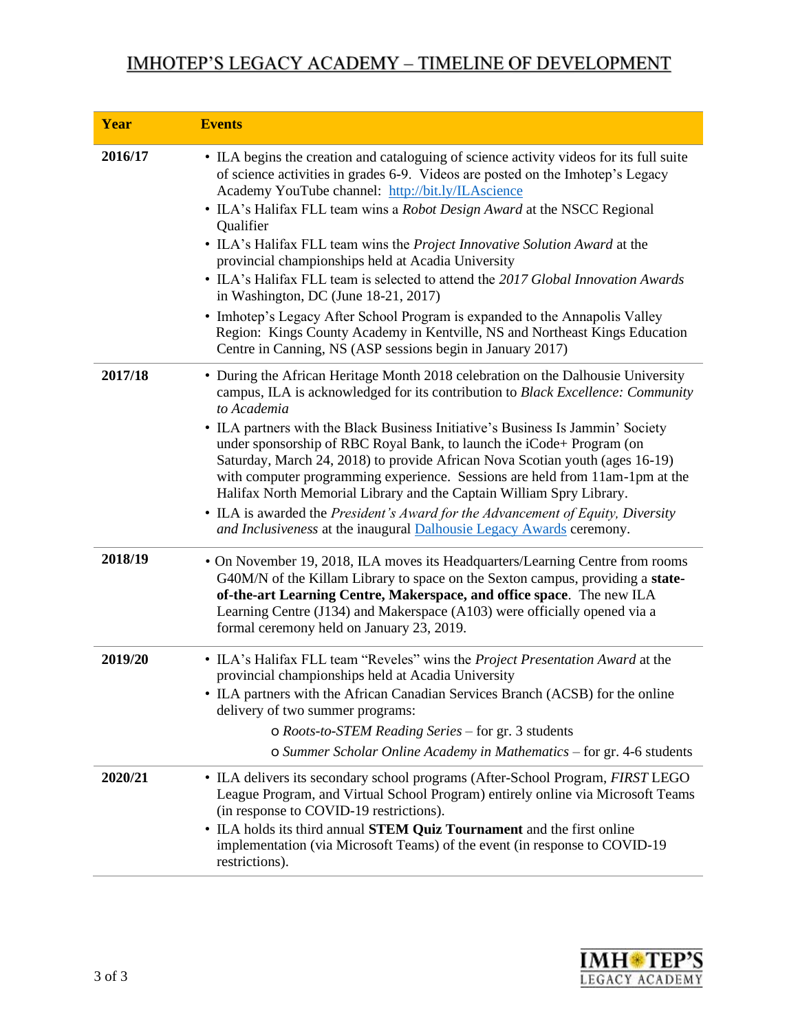# IMHOTEP'S LEGACY ACADEMY – TIMELINE OF DEVELOPMENT

| Year | Events |
|---|---|
| **2016/17** | • ILA begins the creation and cataloguing of science activity videos for its full suite of science activities in grades 6-9. Videos are posted on the Imhotep's Legacy Academy YouTube channel: http://bit.ly/ILAscience<br>• ILA's Halifax FLL team wins a *Robot Design Award* at the NSCC Regional Qualifier<br>• ILA's Halifax FLL team wins the *Project Innovative Solution Award* at the provincial championships held at Acadia University<br>• ILA's Halifax FLL team is selected to attend the *2017 Global Innovation Awards* in Washington, DC (June 18-21, 2017)<br>• Imhotep's Legacy After School Program is expanded to the Annapolis Valley Region: Kings County Academy in Kentville, NS and Northeast Kings Education Centre in Canning, NS (ASP sessions begin in January 2017) |
| **2017/18** | • During the African Heritage Month 2018 celebration on the Dalhousie University campus, ILA is acknowledged for its contribution to *Black Excellence: Community to Academia*<br>• ILA partners with the Black Business Initiative's Business Is Jammin' Society under sponsorship of RBC Royal Bank, to launch the iCode+ Program (on Saturday, March 24, 2018) to provide African Nova Scotian youth (ages 16-19) with computer programming experience. Sessions are held from 11am-1pm at the Halifax North Memorial Library and the Captain William Spry Library.<br>• ILA is awarded the *President's Award for the Advancement of Equity, Diversity and Inclusiveness* at the inaugural Dalhousie Legacy Awards ceremony. |
| **2018/19** | • On November 19, 2018, ILA moves its Headquarters/Learning Centre from rooms G40M/N of the Killam Library to space on the Sexton campus, providing a **state-of-the-art Learning Centre, Makerspace, and office space**. The new ILA Learning Centre (J134) and Makerspace (A103) were officially opened via a formal ceremony held on January 23, 2019. |
| **2019/20** | • ILA's Halifax FLL team "Reveles" wins the *Project Presentation Award* at the provincial championships held at Acadia University<br>• ILA partners with the African Canadian Services Branch (ACSB) for the online delivery of two summer programs:<br>&nbsp;&nbsp;&nbsp;&nbsp;o *Roots-to-STEM Reading Series* – for gr. 3 students<br>&nbsp;&nbsp;&nbsp;&nbsp;o *Summer Scholar Online Academy in Mathematics* – for gr. 4-6 students |
| **2020/21** | • ILA delivers its secondary school programs (After-School Program, *FIRST* LEGO League Program, and Virtual School Program) entirely online via Microsoft Teams (in response to COVID-19 restrictions).<br>• ILA holds its third annual **STEM Quiz Tournament** and the first online implementation (via Microsoft Teams) of the event (in response to COVID-19 restrictions). |